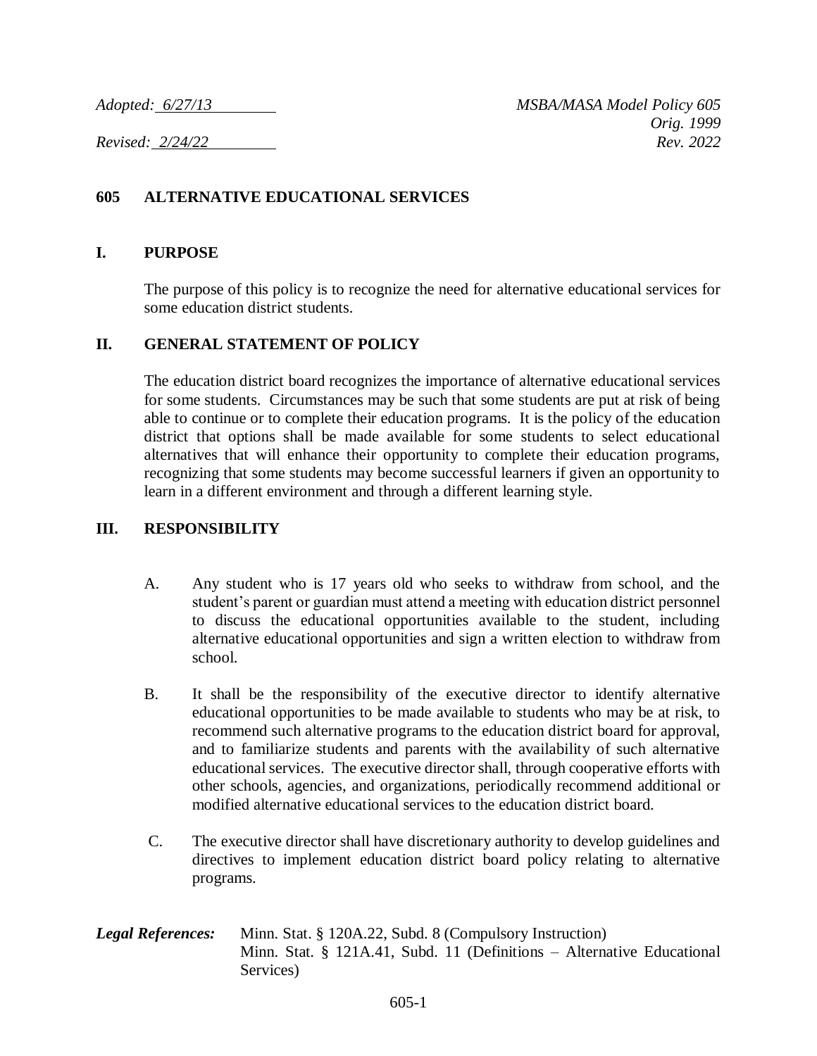*Adopted: 6/27/13* *MSBA/MASA Model Policy 605*
*Orig. 1999*
*Revised: 2/24/22* *Rev. 2022*

# 605 ALTERNATIVE EDUCATIONAL SERVICES

## I. PURPOSE

The purpose of this policy is to recognize the need for alternative educational services for some education district students.

## II. GENERAL STATEMENT OF POLICY

The education district board recognizes the importance of alternative educational services for some students. Circumstances may be such that some students are put at risk of being able to continue or to complete their education programs. It is the policy of the education district that options shall be made available for some students to select educational alternatives that will enhance their opportunity to complete their education programs, recognizing that some students may become successful learners if given an opportunity to learn in a different environment and through a different learning style.

## III. RESPONSIBILITY

A. Any student who is 17 years old who seeks to withdraw from school, and the student's parent or guardian must attend a meeting with education district personnel to discuss the educational opportunities available to the student, including alternative educational opportunities and sign a written election to withdraw from school.

B. It shall be the responsibility of the executive director to identify alternative educational opportunities to be made available to students who may be at risk, to recommend such alternative programs to the education district board for approval, and to familiarize students and parents with the availability of such alternative educational services. The executive director shall, through cooperative efforts with other schools, agencies, and organizations, periodically recommend additional or modified alternative educational services to the education district board.

C. The executive director shall have discretionary authority to develop guidelines and directives to implement education district board policy relating to alternative programs.

***Legal References:*** Minn. Stat. § 120A.22, Subd. 8 (Compulsory Instruction)
Minn. Stat. § 121A.41, Subd. 11 (Definitions – Alternative Educational Services)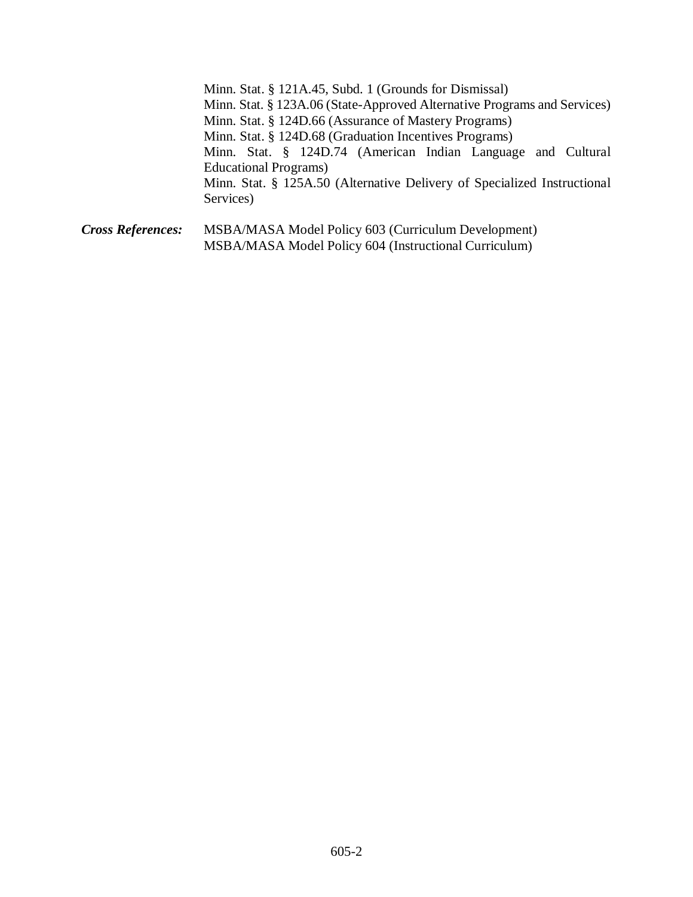Minn. Stat. § 121A.45, Subd. 1 (Grounds for Dismissal)
Minn. Stat. § 123A.06 (State-Approved Alternative Programs and Services)
Minn. Stat. § 124D.66 (Assurance of Mastery Programs)
Minn. Stat. § 124D.68 (Graduation Incentives Programs)
Minn. Stat. § 124D.74 (American Indian Language and Cultural Educational Programs)
Minn. Stat. § 125A.50 (Alternative Delivery of Specialized Instructional Services)

***Cross References:*** MSBA/MASA Model Policy 603 (Curriculum Development)
MSBA/MASA Model Policy 604 (Instructional Curriculum)